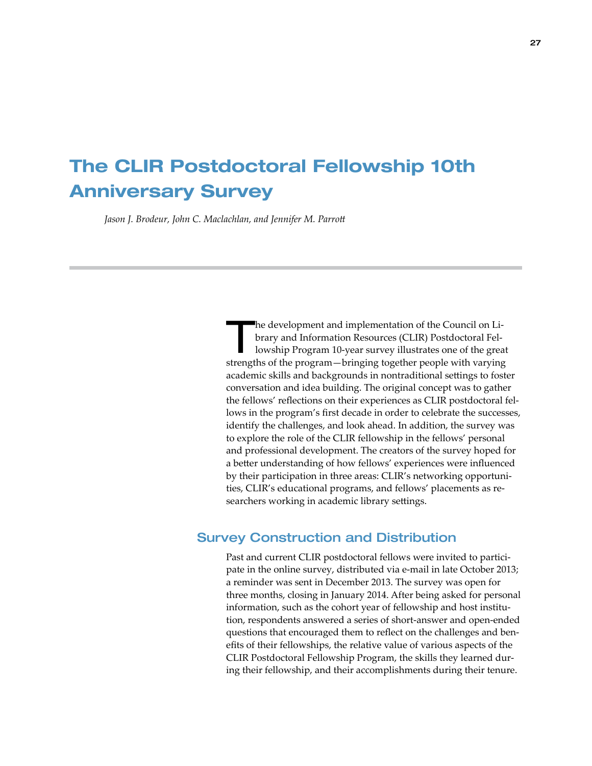# The CLIR Postdoctoral Fellowship 10th Anniversary Survey

*Jason J. Brodeur, John C. Maclachlan, and Jennifer M. Parrott*

The development and implementation of the Council on Library and Information Resources (CLIR) Postdoctoral Fellowship Program 10-year survey illustrates one of the great strengths of the program—bringing together people with varying academic skills and backgrounds in nontraditional settings to foster conversation and idea building. The original concept was to gather the fellows' reflections on their experiences as CLIR postdoctoral fellows in the program's first decade in order to celebrate the successes, identify the challenges, and look ahead. In addition, the survey was to explore the role of the CLIR fellowship in the fellows' personal and professional development. The creators of the survey hoped for a better understanding of how fellows' experiences were influenced by their participation in three areas: CLIR's networking opportunities, CLIR's educational programs, and fellows' placements as researchers working in academic library settings.

## Survey Construction and Distribution

Past and current CLIR postdoctoral fellows were invited to participate in the online survey, distributed via e-mail in late October 2013; a reminder was sent in December 2013. The survey was open for three months, closing in January 2014. After being asked for personal information, such as the cohort year of fellowship and host institution, respondents answered a series of short-answer and open-ended questions that encouraged them to reflect on the challenges and benefits of their fellowships, the relative value of various aspects of the CLIR Postdoctoral Fellowship Program, the skills they learned during their fellowship, and their accomplishments during their tenure.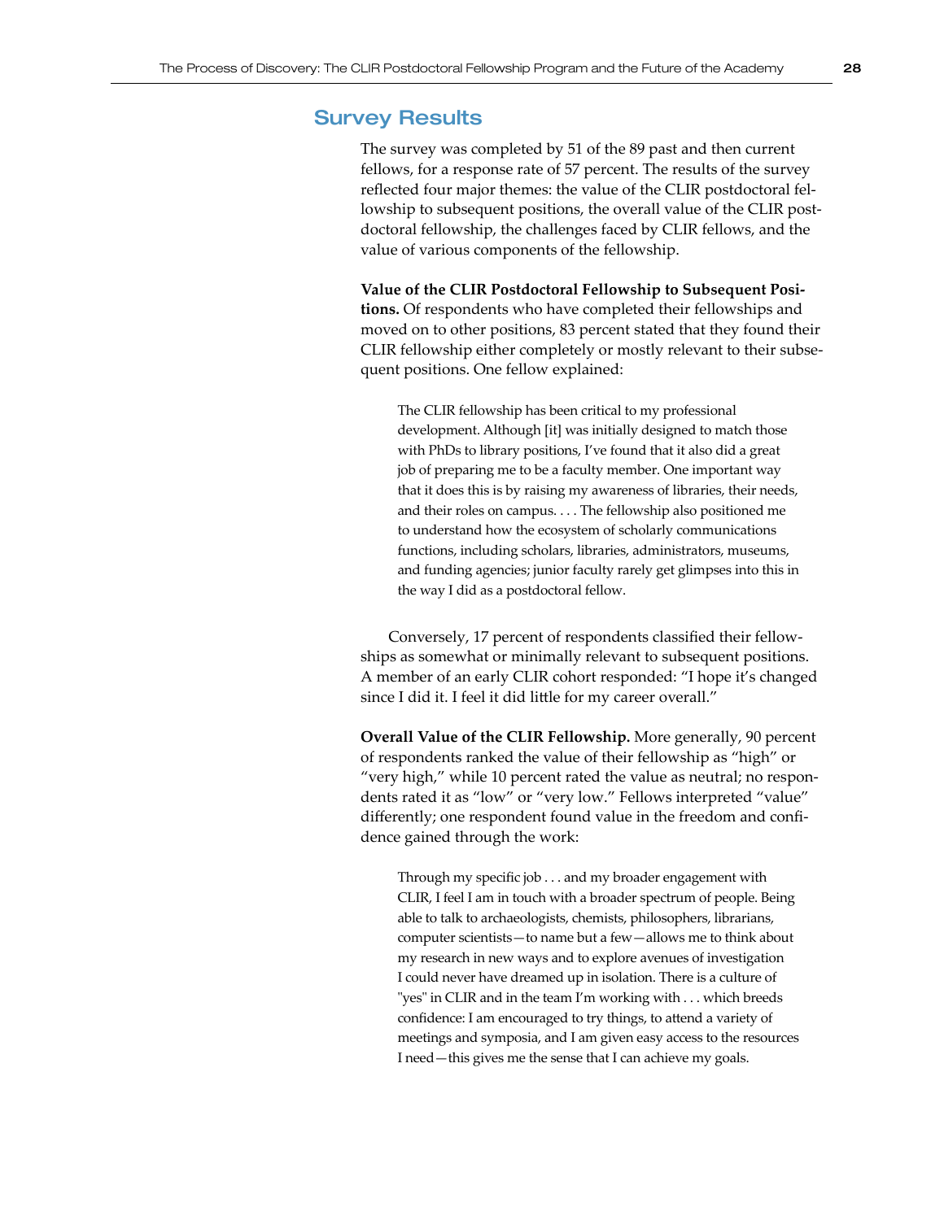## Survey Results

The survey was completed by 51 of the 89 past and then current fellows, for a response rate of 57 percent. The results of the survey reflected four major themes: the value of the CLIR postdoctoral fellowship to subsequent positions, the overall value of the CLIR postdoctoral fellowship, the challenges faced by CLIR fellows, and the value of various components of the fellowship.

**Value of the CLIR Postdoctoral Fellowship to Subsequent Positions.** Of respondents who have completed their fellowships and moved on to other positions, 83 percent stated that they found their CLIR fellowship either completely or mostly relevant to their subsequent positions. One fellow explained:

> The CLIR fellowship has been critical to my professional development. Although [it] was initially designed to match those with PhDs to library positions, I've found that it also did a great job of preparing me to be a faculty member. One important way that it does this is by raising my awareness of libraries, their needs, and their roles on campus. . . . The fellowship also positioned me to understand how the ecosystem of scholarly communications functions, including scholars, libraries, administrators, museums, and funding agencies; junior faculty rarely get glimpses into this in the way I did as a postdoctoral fellow.

Conversely, 17 percent of respondents classified their fellowships as somewhat or minimally relevant to subsequent positions. A member of an early CLIR cohort responded: "I hope it's changed since I did it. I feel it did little for my career overall."

**Overall Value of the CLIR Fellowship.** More generally, 90 percent of respondents ranked the value of their fellowship as "high" or "very high," while 10 percent rated the value as neutral; no respondents rated it as "low" or "very low." Fellows interpreted "value" differently; one respondent found value in the freedom and confidence gained through the work:

> Through my specific job . . . and my broader engagement with CLIR, I feel I am in touch with a broader spectrum of people. Being able to talk to archaeologists, chemists, philosophers, librarians, computer scientists—to name but a few—allows me to think about my research in new ways and to explore avenues of investigation I could never have dreamed up in isolation. There is a culture of "yes" in CLIR and in the team I'm working with . . . which breeds confidence: I am encouraged to try things, to attend a variety of meetings and symposia, and I am given easy access to the resources I need—this gives me the sense that I can achieve my goals.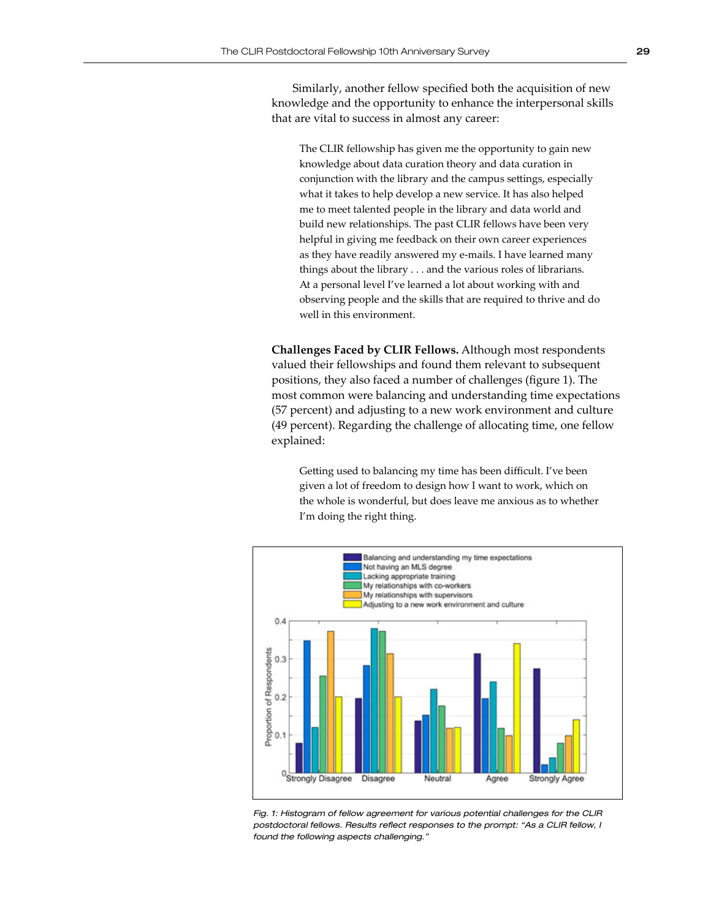Similarly, another fellow specified both the acquisition of new knowledge and the opportunity to enhance the interpersonal skills that are vital to success in almost any career:

> The CLIR fellowship has given me the opportunity to gain new knowledge about data curation theory and data curation in conjunction with the library and the campus settings, especially what it takes to help develop a new service. It has also helped me to meet talented people in the library and data world and build new relationships. The past CLIR fellows have been very helpful in giving me feedback on their own career experiences as they have readily answered my e-mails. I have learned many things about the library . . . and the various roles of librarians. At a personal level I've learned a lot about working with and observing people and the skills that are required to thrive and do well in this environment.

**Challenges Faced by CLIR Fellows.** Although most respondents valued their fellowships and found them relevant to subsequent positions, they also faced a number of challenges (figure 1). The most common were balancing and understanding time expectations (57 percent) and adjusting to a new work environment and culture (49 percent). Regarding the challenge of allocating time, one fellow explained:

> Getting used to balancing my time has been difficult. I've been given a lot of freedom to design how I want to work, which on the whole is wonderful, but does leave me anxious as to whether I'm doing the right thing.

*Fig. 1: Histogram of fellow agreement for various potential challenges for the CLIR postdoctoral fellows. Results reflect responses to the prompt: "As a CLIR fellow, I found the following aspects challenging."*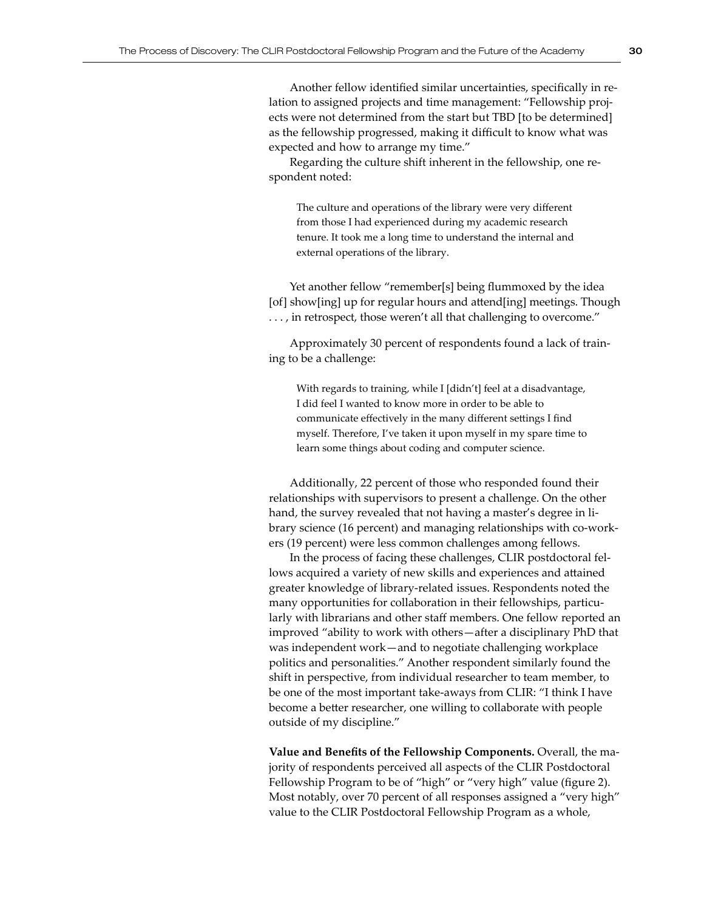Another fellow identified similar uncertainties, specifically in relation to assigned projects and time management: "Fellowship projects were not determined from the start but TBD [to be determined] as the fellowship progressed, making it difficult to know what was expected and how to arrange my time."

Regarding the culture shift inherent in the fellowship, one respondent noted:

> The culture and operations of the library were very different from those I had experienced during my academic research tenure. It took me a long time to understand the internal and external operations of the library.

Yet another fellow "remember[s] being flummoxed by the idea [of] show[ing] up for regular hours and attend[ing] meetings. Though . . . , in retrospect, those weren't all that challenging to overcome."

Approximately 30 percent of respondents found a lack of training to be a challenge:

> With regards to training, while I [didn't] feel at a disadvantage, I did feel I wanted to know more in order to be able to communicate effectively in the many different settings I find myself. Therefore, I've taken it upon myself in my spare time to learn some things about coding and computer science.

Additionally, 22 percent of those who responded found their relationships with supervisors to present a challenge. On the other hand, the survey revealed that not having a master's degree in library science (16 percent) and managing relationships with co-workers (19 percent) were less common challenges among fellows.

In the process of facing these challenges, CLIR postdoctoral fellows acquired a variety of new skills and experiences and attained greater knowledge of library-related issues. Respondents noted the many opportunities for collaboration in their fellowships, particularly with librarians and other staff members. One fellow reported an improved "ability to work with others—after a disciplinary PhD that was independent work—and to negotiate challenging workplace politics and personalities." Another respondent similarly found the shift in perspective, from individual researcher to team member, to be one of the most important take-aways from CLIR: "I think I have become a better researcher, one willing to collaborate with people outside of my discipline."

**Value and Benefits of the Fellowship Components.** Overall, the majority of respondents perceived all aspects of the CLIR Postdoctoral Fellowship Program to be of "high" or "very high" value (figure 2). Most notably, over 70 percent of all responses assigned a "very high" value to the CLIR Postdoctoral Fellowship Program as a whole,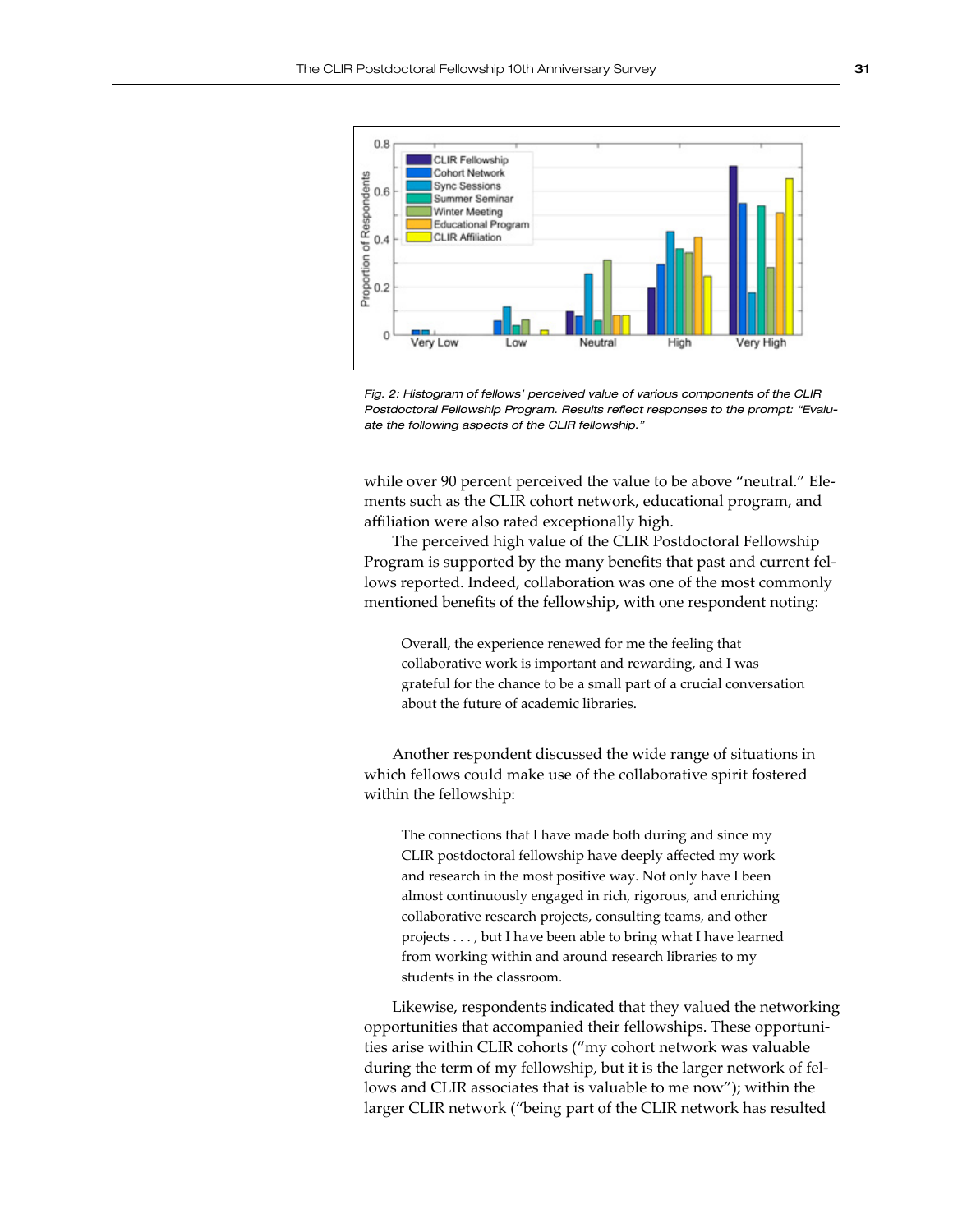*Fig. 2: Histogram of fellows' perceived value of various components of the CLIR Postdoctoral Fellowship Program. Results reflect responses to the prompt: "Evaluate the following aspects of the CLIR fellowship."*

while over 90 percent perceived the value to be above "neutral." Elements such as the CLIR cohort network, educational program, and affiliation were also rated exceptionally high.

The perceived high value of the CLIR Postdoctoral Fellowship Program is supported by the many benefits that past and current fellows reported. Indeed, collaboration was one of the most commonly mentioned benefits of the fellowship, with one respondent noting:

> Overall, the experience renewed for me the feeling that collaborative work is important and rewarding, and I was grateful for the chance to be a small part of a crucial conversation about the future of academic libraries.

Another respondent discussed the wide range of situations in which fellows could make use of the collaborative spirit fostered within the fellowship:

> The connections that I have made both during and since my CLIR postdoctoral fellowship have deeply affected my work and research in the most positive way. Not only have I been almost continuously engaged in rich, rigorous, and enriching collaborative research projects, consulting teams, and other projects . . . , but I have been able to bring what I have learned from working within and around research libraries to my students in the classroom.

Likewise, respondents indicated that they valued the networking opportunities that accompanied their fellowships. These opportunities arise within CLIR cohorts ("my cohort network was valuable during the term of my fellowship, but it is the larger network of fellows and CLIR associates that is valuable to me now"); within the larger CLIR network ("being part of the CLIR network has resulted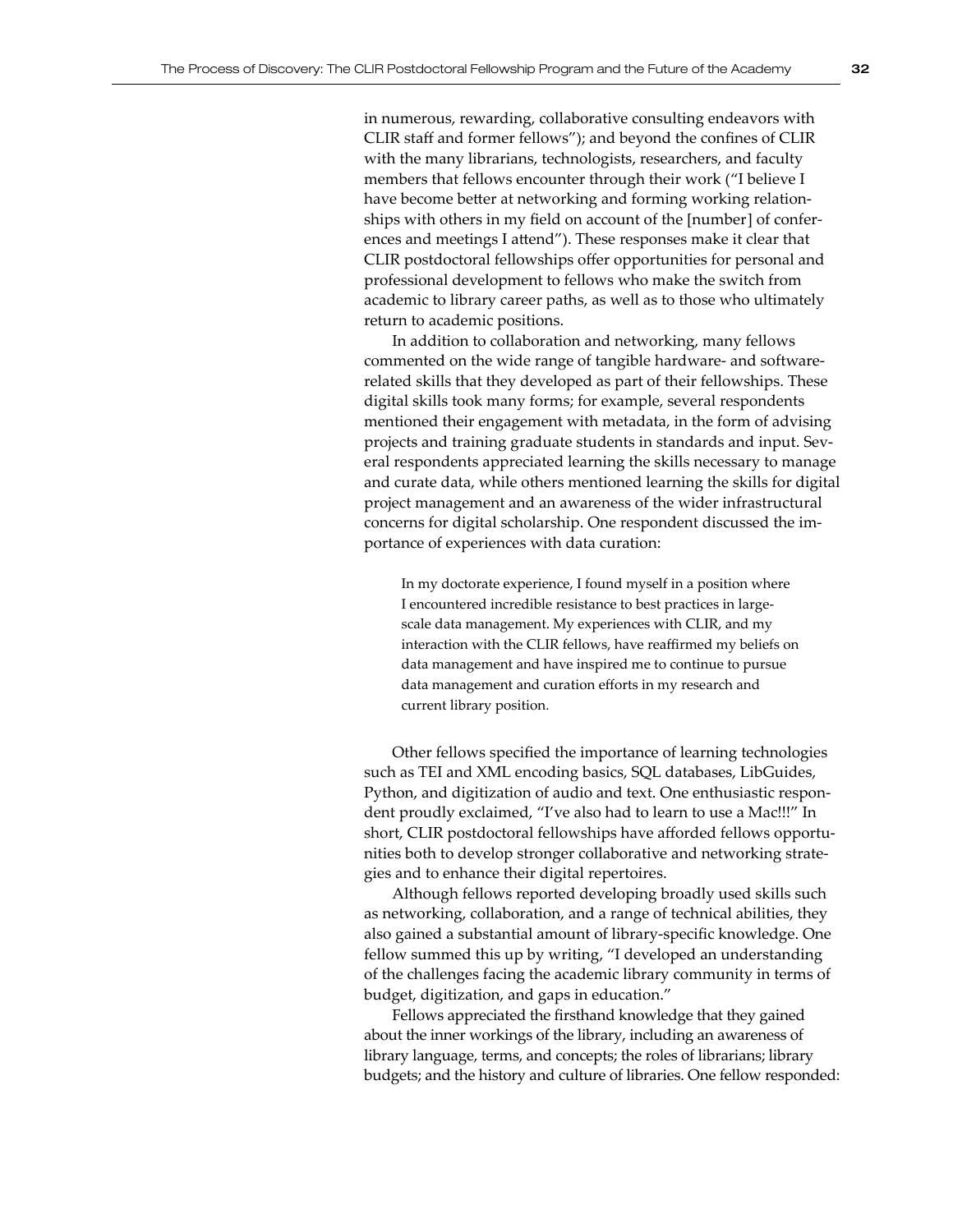in numerous, rewarding, collaborative consulting endeavors with CLIR staff and former fellows"); and beyond the confines of CLIR with the many librarians, technologists, researchers, and faculty members that fellows encounter through their work ("I believe I have become better at networking and forming working relationships with others in my field on account of the [number] of conferences and meetings I attend"). These responses make it clear that CLIR postdoctoral fellowships offer opportunities for personal and professional development to fellows who make the switch from academic to library career paths, as well as to those who ultimately return to academic positions.

In addition to collaboration and networking, many fellows commented on the wide range of tangible hardware- and software-related skills that they developed as part of their fellowships. These digital skills took many forms; for example, several respondents mentioned their engagement with metadata, in the form of advising projects and training graduate students in standards and input. Several respondents appreciated learning the skills necessary to manage and curate data, while others mentioned learning the skills for digital project management and an awareness of the wider infrastructural concerns for digital scholarship. One respondent discussed the importance of experiences with data curation:

> In my doctorate experience, I found myself in a position where I encountered incredible resistance to best practices in large-scale data management. My experiences with CLIR, and my interaction with the CLIR fellows, have reaffirmed my beliefs on data management and have inspired me to continue to pursue data management and curation efforts in my research and current library position.

Other fellows specified the importance of learning technologies such as TEI and XML encoding basics, SQL databases, LibGuides, Python, and digitization of audio and text. One enthusiastic respondent proudly exclaimed, "I've also had to learn to use a Mac!!!" In short, CLIR postdoctoral fellowships have afforded fellows opportunities both to develop stronger collaborative and networking strategies and to enhance their digital repertoires.

Although fellows reported developing broadly used skills such as networking, collaboration, and a range of technical abilities, they also gained a substantial amount of library-specific knowledge. One fellow summed this up by writing, "I developed an understanding of the challenges facing the academic library community in terms of budget, digitization, and gaps in education."

Fellows appreciated the firsthand knowledge that they gained about the inner workings of the library, including an awareness of library language, terms, and concepts; the roles of librarians; library budgets; and the history and culture of libraries. One fellow responded: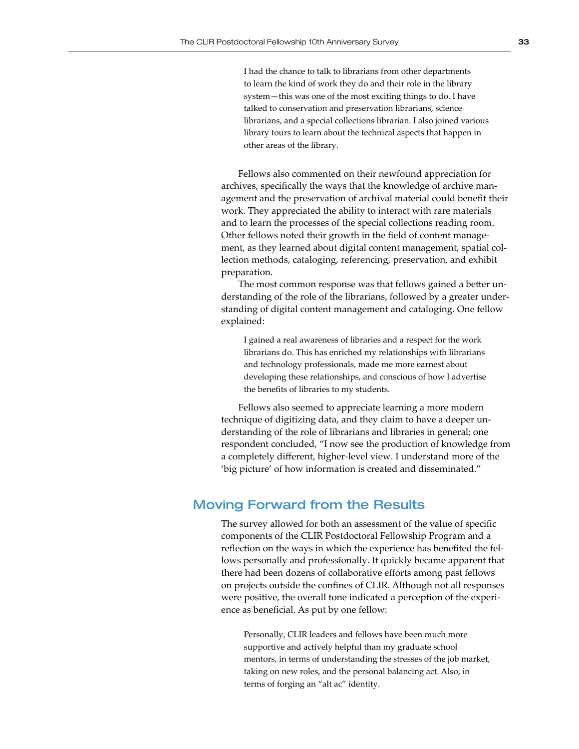> I had the chance to talk to librarians from other departments to learn the kind of work they do and their role in the library system—this was one of the most exciting things to do. I have talked to conservation and preservation librarians, science librarians, and a special collections librarian. I also joined various library tours to learn about the technical aspects that happen in other areas of the library.

Fellows also commented on their newfound appreciation for archives, specifically the ways that the knowledge of archive management and the preservation of archival material could benefit their work. They appreciated the ability to interact with rare materials and to learn the processes of the special collections reading room. Other fellows noted their growth in the field of content management, as they learned about digital content management, spatial collection methods, cataloging, referencing, preservation, and exhibit preparation.

The most common response was that fellows gained a better understanding of the role of the librarians, followed by a greater understanding of digital content management and cataloging. One fellow explained:

> I gained a real awareness of libraries and a respect for the work librarians do. This has enriched my relationships with librarians and technology professionals, made me more earnest about developing these relationships, and conscious of how I advertise the benefits of libraries to my students.

Fellows also seemed to appreciate learning a more modern technique of digitizing data, and they claim to have a deeper understanding of the role of librarians and libraries in general; one respondent concluded, "I now see the production of knowledge from a completely different, higher-level view. I understand more of the 'big picture' of how information is created and disseminated."

## Moving Forward from the Results

The survey allowed for both an assessment of the value of specific components of the CLIR Postdoctoral Fellowship Program and a reflection on the ways in which the experience has benefited the fellows personally and professionally. It quickly became apparent that there had been dozens of collaborative efforts among past fellows on projects outside the confines of CLIR. Although not all responses were positive, the overall tone indicated a perception of the experience as beneficial. As put by one fellow:

> Personally, CLIR leaders and fellows have been much more supportive and actively helpful than my graduate school mentors, in terms of understanding the stresses of the job market, taking on new roles, and the personal balancing act. Also, in terms of forging an "alt ac" identity.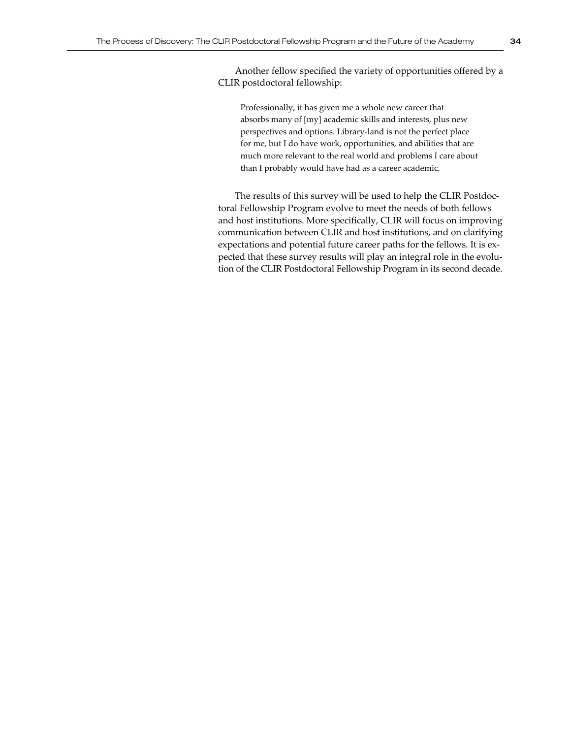Another fellow specified the variety of opportunities offered by a CLIR postdoctoral fellowship:

> Professionally, it has given me a whole new career that absorbs many of [my] academic skills and interests, plus new perspectives and options. Library-land is not the perfect place for me, but I do have work, opportunities, and abilities that are much more relevant to the real world and problems I care about than I probably would have had as a career academic.

The results of this survey will be used to help the CLIR Postdoctoral Fellowship Program evolve to meet the needs of both fellows and host institutions. More specifically, CLIR will focus on improving communication between CLIR and host institutions, and on clarifying expectations and potential future career paths for the fellows. It is expected that these survey results will play an integral role in the evolution of the CLIR Postdoctoral Fellowship Program in its second decade.